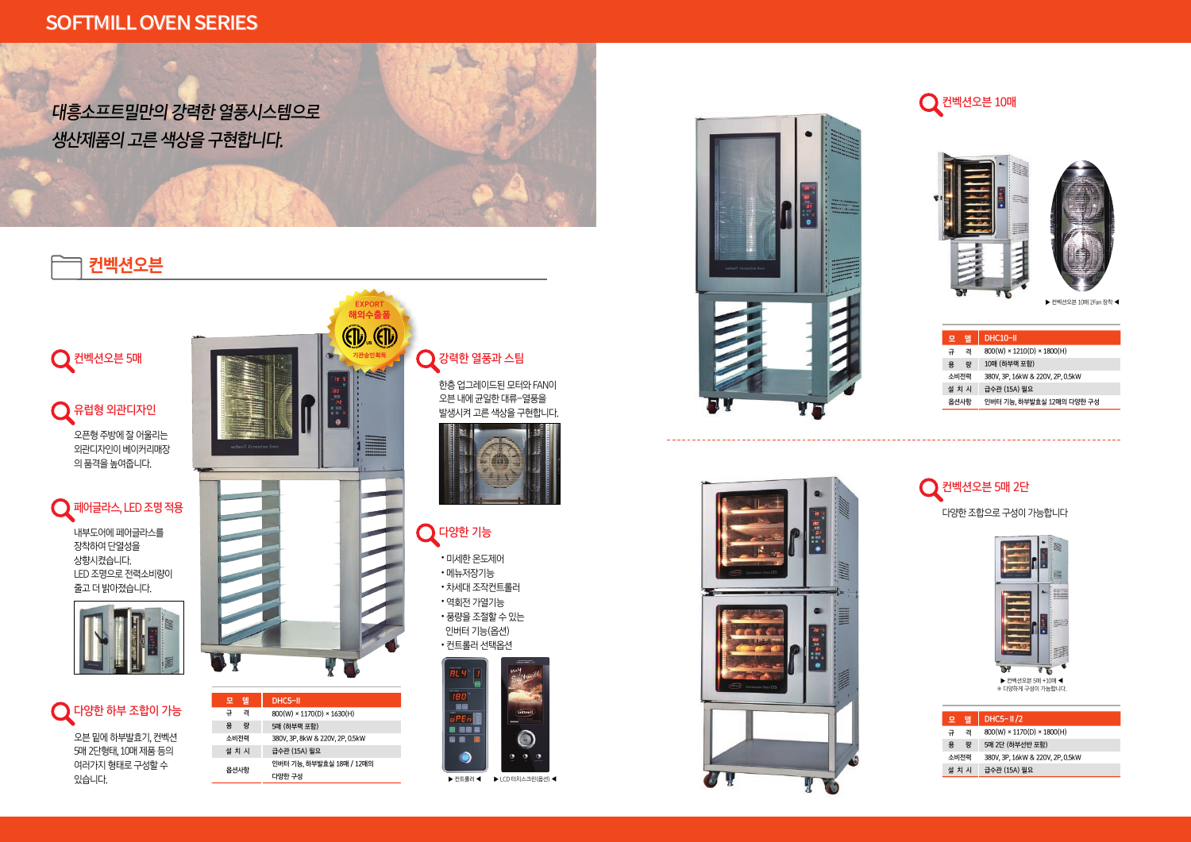# SOFTMILL OVEN SERIES

*대흥소프트밀만의 강력한 열풍시스템으로*
*생산제품의 고른 색상을 구현합니다.*

## 컨벡션오븐

### 컨벡션오븐 5매

### 유럽형 외관디자인

오픈형 주방에 잘 어울리는 외관디자인이 베이커리매장의 품격을 높여줍니다.

### 페어글라스, LED 조명 적용

내부도어에 페어글라스를 장착하여 단열성을 상향시켰습니다.
LED 조명으로 전력소비량이 줄고 더 밝아졌습니다.

### 다양한 하부 조합이 가능

오븐 밑에 하부발효기, 컨벡션 5매 2단형태, 10매 제품 등의 여러가지 형태로 구성할 수 있습니다.

EXPORT
해외수출품
기관승인획득

| 모 델 | DHC5-II |
|---|---|
| 규 격 | 800(W) × 1170(D) × 1630(H) |
| 용 량 | 5매 (하부랙 포함) |
| 소비전력 | 380V, 3P, 8kW & 220V, 2P, 0.5kW |
| 설 치 시 | 급수관 (15A) 필요 |
| 옵션사항 | 인버터 기능, 하부발효실 18매 / 12매의 다양한 구성 |

### 강력한 열풍과 스팀

한층 업그레이드된 모터와 FAN이 오븐 내에 균일한 대류-열풍을 발생시켜 고른 색상을 구현합니다.

### 다양한 기능

- 미세한 온도제어
- 메뉴저장기능
- 차세대 조작컨트롤러
- 역회전 가열기능
- 풍량을 조절할 수 있는 인버터 기능(옵션)
- 컨트롤러 선택옵션

▶ 컨트롤러 ◀ ▶ LCD 터치스크린(옵션) ◀

### 컨벡션오븐 10매

▶ 컨벡션오븐 10매 2Fan 장착 ◀

| 모 델 | DHC10-II |
|---|---|
| 규 격 | 800(W) × 1210(D) × 1800(H) |
| 용 량 | 10매 (하부랙 포함) |
| 소비전력 | 380V, 3P, 16kW & 220V, 2P, 0.5kW |
| 설 치 시 | 급수관 (15A) 필요 |
| 옵션사항 | 인버터 기능, 하부발효실 12매의 다양한 구성 |

### 컨벡션오븐 5매 2단

다양한 조합으로 구성이 가능합니다

▶ 컨벡션오븐 5매 +10매 ◀
※ 다양하게 구성이 가능합니다.

| 모 델 | DHC5-II/2 |
|---|---|
| 규 격 | 800(W) × 1170(D) × 1800(H) |
| 용 량 | 5매 2단 (하부선반 포함) |
| 소비전력 | 380V, 3P, 16kW & 220V, 2P, 0.5kW |
| 설 치 시 | 급수관 (15A) 필요 |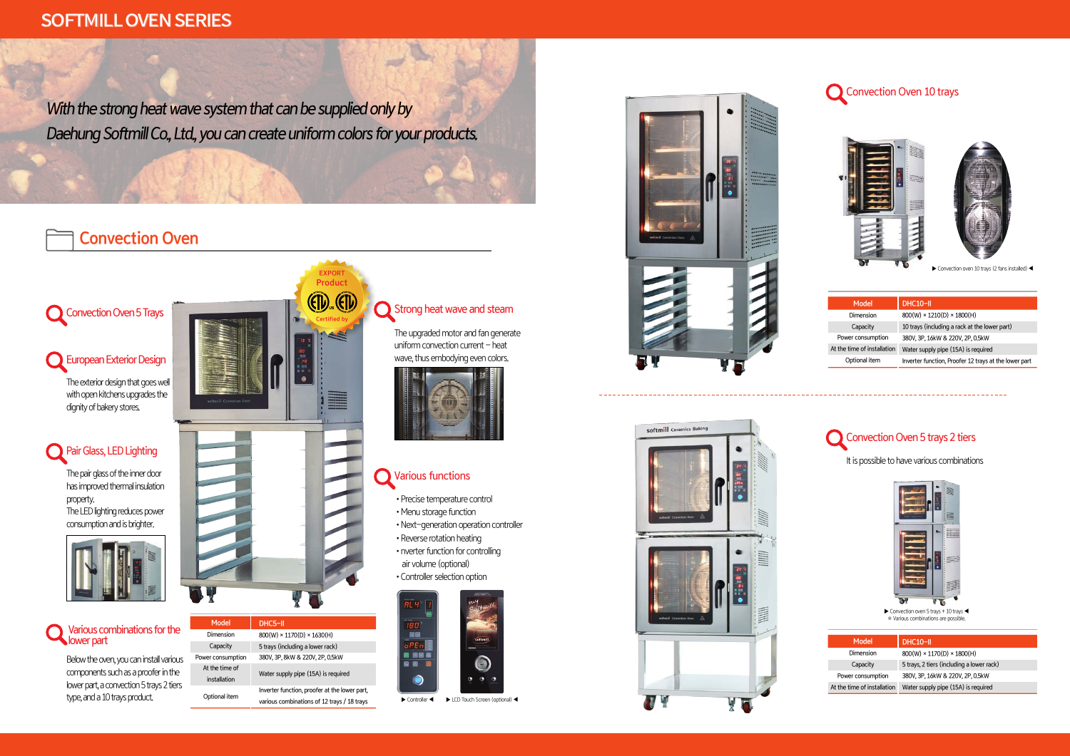# SOFTMILL OVEN SERIES

*With the strong heat wave system that can be supplied only by Daehung Softmill Co., Ltd., you can create uniform colors for your products.*

## Convection Oven

### Convection Oven 5 Trays

### European Exterior Design

The exterior design that goes well with open kitchens upgrades the dignity of bakery stores.

### Pair Glass, LED Lighting

The pair glass of the inner door has improved thermal insulation property.
The LED lighting reduces power consumption and is brighter.

### Various combinations for the lower part

Below the oven, you can install various components such as a proofer in the lower part, a convection 5 trays 2 tiers type, and a 10 trays product.

EXPORT Product
Certified by

| Model | DHC5-II |
| --- | --- |
| Dimension | 800(W) × 1170(D) × 1630(H) |
| Capacity | 5 trays (including a lower rack) |
| Power consumption | 380V, 3P, 8kW & 220V, 2P, 0.5kW |
| At the time of installation | Water supply pipe (15A) is required |
| Optional item | Inverter function, proofer at the lower part, various combinations of 12 trays / 18 trays |

### Strong heat wave and steam

The upgraded motor and fan generate uniform convection current – heat wave, thus embodying even colors.

### Various functions

- Precise temperature control
- Menu storage function
- Next-generation operation controller
- Reverse rotation heating
- nverter function for controlling air volume (optional)
- Controller selection option

▶ Controller ◀ ▶ LCD Touch Screen (optional) ◀

### Convection Oven 10 trays

▶ Convection oven 10 trays (2 fans installed) ◀

| Model | DHC10-II |
| --- | --- |
| Dimension | 800(W) × 1210(D) × 1800(H) |
| Capacity | 10 trays (including a rack at the lower part) |
| Power consumption | 380V, 3P, 16kW & 220V, 2P, 0.5kW |
| At the time of installation | Water supply pipe (15A) is required |
| Optional item | Inverter function, Proofer 12 trays at the lower part |

### Convection Oven 5 trays 2 tiers

It is possible to have various combinations

▶ Convection oven 5 trays + 10 trays ◀
※ Various combinations are possible.

| Model | DHC10-II |
| --- | --- |
| Dimension | 800(W) × 1170(D) × 1800(H) |
| Capacity | 5 trays, 2 tiers (including a lower rack) |
| Power consumption | 380V, 3P, 16kW & 220V, 2P, 0.5kW |
| At the time of installation | Water supply pipe (15A) is required |